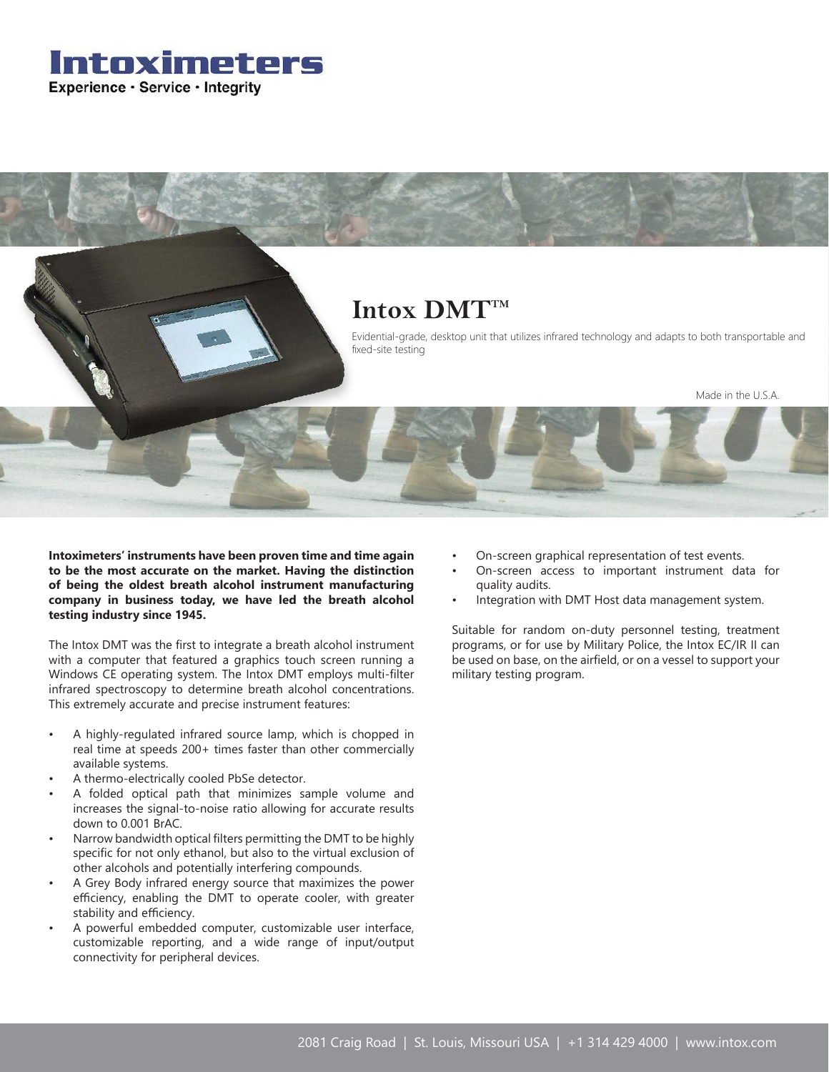# Intoximeters

Experience · Service · Integrity

## Intox DMT™

Evidential-grade, desktop unit that utilizes infrared technology and adapts to both transportable and fixed-site testing

Made in the U.S.A.

**Intoximeters' instruments have been proven time and time again to be the most accurate on the market. Having the distinction of being the oldest breath alcohol instrument manufacturing company in business today, we have led the breath alcohol testing industry since 1945.**

The Intox DMT was the first to integrate a breath alcohol instrument with a computer that featured a graphics touch screen running a Windows CE operating system. The Intox DMT employs multi-filter infrared spectroscopy to determine breath alcohol concentrations. This extremely accurate and precise instrument features:

- A highly-regulated infrared source lamp, which is chopped in real time at speeds 200+ times faster than other commercially available systems.
- A thermo-electrically cooled PbSe detector.
- A folded optical path that minimizes sample volume and increases the signal-to-noise ratio allowing for accurate results down to 0.001 BrAC.
- Narrow bandwidth optical filters permitting the DMT to be highly specific for not only ethanol, but also to the virtual exclusion of other alcohols and potentially interfering compounds.
- A Grey Body infrared energy source that maximizes the power efficiency, enabling the DMT to operate cooler, with greater stability and efficiency.
- A powerful embedded computer, customizable user interface, customizable reporting, and a wide range of input/output connectivity for peripheral devices.
- On-screen graphical representation of test events.
- On-screen access to important instrument data for quality audits.
- Integration with DMT Host data management system.

Suitable for random on-duty personnel testing, treatment programs, or for use by Military Police, the Intox EC/IR II can be used on base, on the airfield, or on a vessel to support your military testing program.

2081 Craig Road | St. Louis, Missouri USA | +1 314 429 4000 | www.intox.com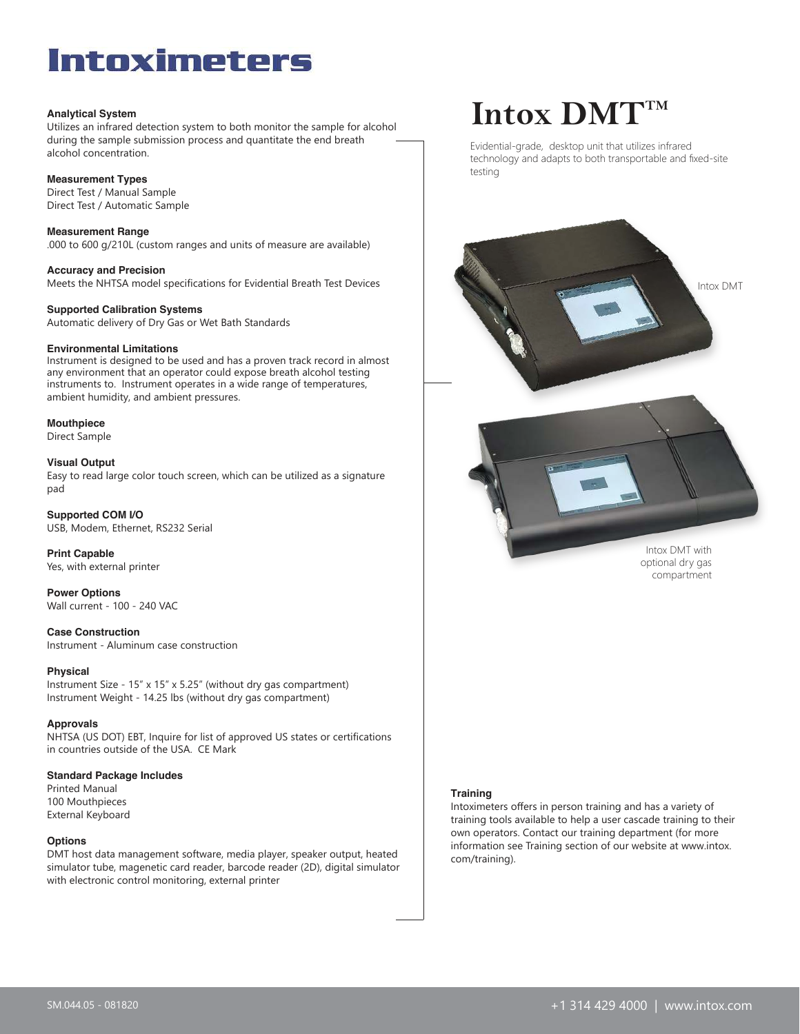# Intoximeters

# Intox DMT™

Evidential-grade, desktop unit that utilizes infrared technology and adapts to both transportable and fixed-site testing

Intox DMT

Intox DMT with optional dry gas compartment

**Analytical System**
Utilizes an infrared detection system to both monitor the sample for alcohol during the sample submission process and quantitate the end breath alcohol concentration.

**Measurement Types**
Direct Test / Manual Sample
Direct Test / Automatic Sample

**Measurement Range**
.000 to 600 g/210L (custom ranges and units of measure are available)

**Accuracy and Precision**
Meets the NHTSA model specifications for Evidential Breath Test Devices

**Supported Calibration Systems**
Automatic delivery of Dry Gas or Wet Bath Standards

**Environmental Limitations**
Instrument is designed to be used and has a proven track record in almost any environment that an operator could expose breath alcohol testing instruments to. Instrument operates in a wide range of temperatures, ambient humidity, and ambient pressures.

**Mouthpiece**
Direct Sample

**Visual Output**
Easy to read large color touch screen, which can be utilized as a signature pad

**Supported COM I/O**
USB, Modem, Ethernet, RS232 Serial

**Print Capable**
Yes, with external printer

**Power Options**
Wall current - 100 - 240 VAC

**Case Construction**
Instrument - Aluminum case construction

**Physical**
Instrument Size - 15" x 15" x 5.25" (without dry gas compartment)
Instrument Weight - 14.25 lbs (without dry gas compartment)

**Approvals**
NHTSA (US DOT) EBT, Inquire for list of approved US states or certifications in countries outside of the USA. CE Mark

**Standard Package Includes**
Printed Manual
100 Mouthpieces
External Keyboard

**Options**
DMT host data management software, media player, speaker output, heated simulator tube, magenetic card reader, barcode reader (2D), digital simulator with electronic control monitoring, external printer

**Training**
Intoximeters offers in person training and has a variety of training tools available to help a user cascade training to their own operators. Contact our training department (for more information see Training section of our website at www.intox.com/training).

SM.044.05 - 081820

+1 314 429 4000 | www.intox.com